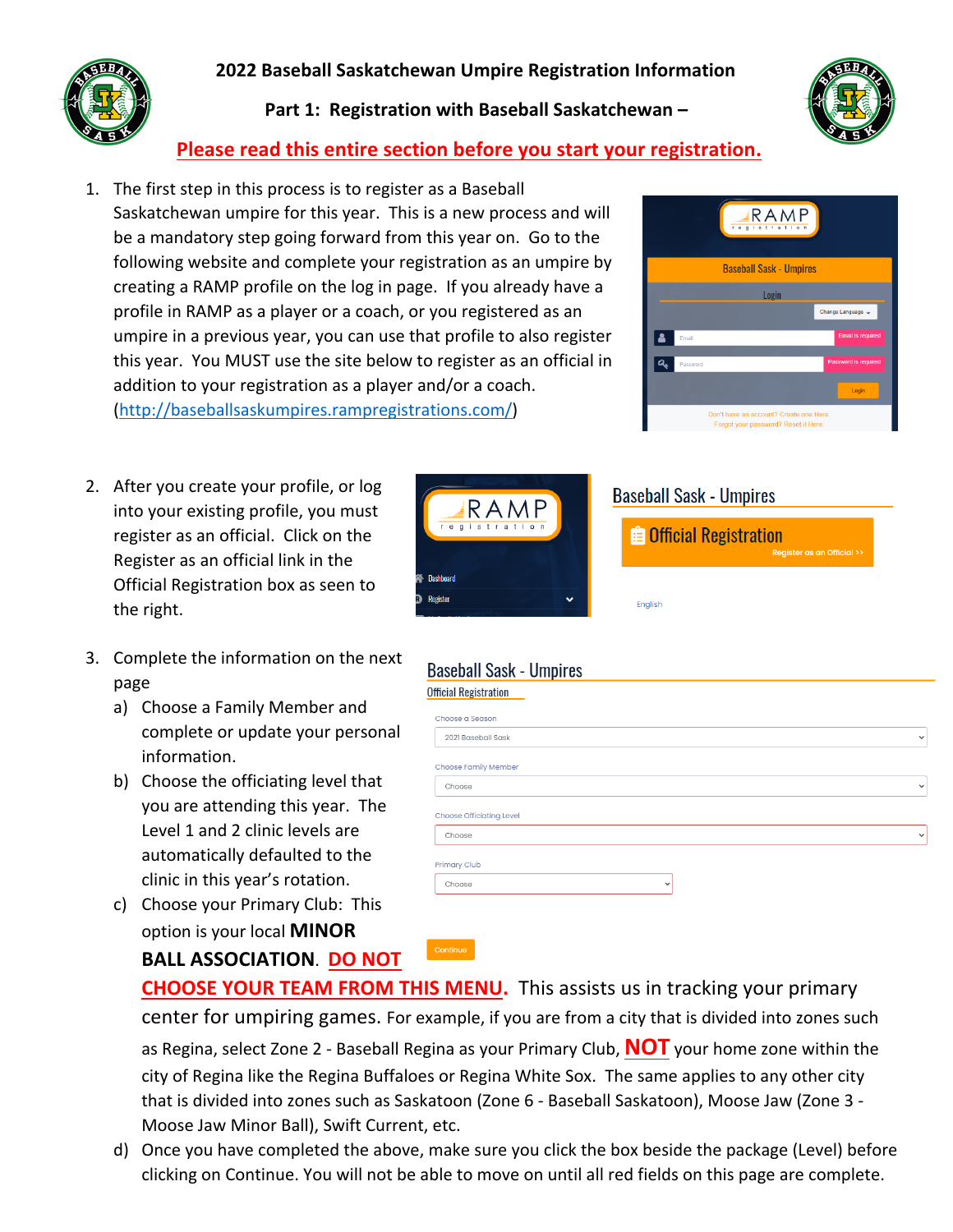# 2022 Baseball Saskatchewan Umpire Registration Information

## Part 1: Registration with Baseball Saskatchewan –

**Please read this entire section before you start your registration.**

1. The first step in this process is to register as a Baseball Saskatchewan umpire for this year. This is a new process and will be a mandatory step going forward from this year on. Go to the following website and complete your registration as an umpire by creating a RAMP profile on the log in page. If you already have a profile in RAMP as a player or a coach, or you registered as an umpire in a previous year, you can use that profile to also register this year. You MUST use the site below to register as an official in addition to your registration as a player and/or a coach. (http://baseballsaskumpires.rampregistrations.com/)

2. After you create your profile, or log into your existing profile, you must register as an official. Click on the Register as an official link in the Official Registration box as seen to the right.

3. Complete the information on the next page
   a) Choose a Family Member and complete or update your personal information.
   b) Choose the officiating level that you are attending this year. The Level 1 and 2 clinic levels are automatically defaulted to the clinic in this year's rotation.
   c) Choose your Primary Club: This option is your local **MINOR BALL ASSOCIATION**. **DO NOT CHOOSE YOUR TEAM FROM THIS MENU.** This assists us in tracking your primary center for umpiring games. For example, if you are from a city that is divided into zones such as Regina, select Zone 2 - Baseball Regina as your Primary Club, **NOT** your home zone within the city of Regina like the Regina Buffaloes or Regina White Sox. The same applies to any other city that is divided into zones such as Saskatoon (Zone 6 - Baseball Saskatoon), Moose Jaw (Zone 3 - Moose Jaw Minor Ball), Swift Current, etc.
   d) Once you have completed the above, make sure you click the box beside the package (Level) before clicking on Continue. You will not be able to move on until all red fields on this page are complete.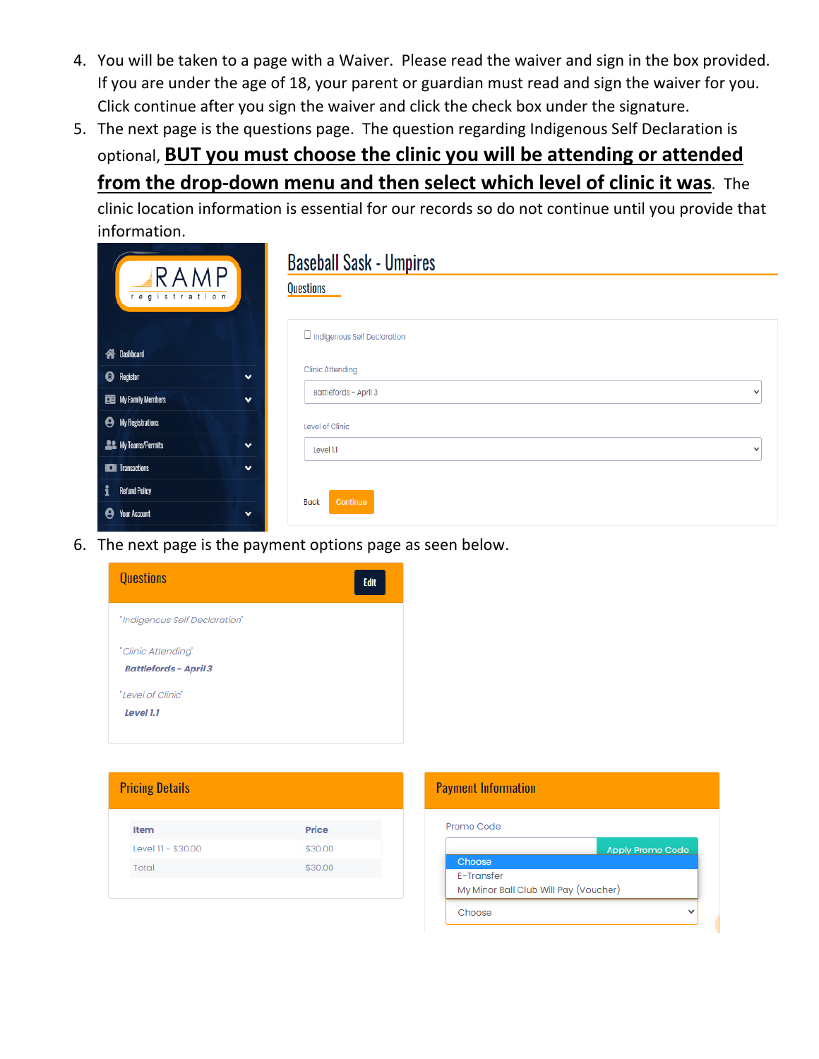4. You will be taken to a page with a Waiver. Please read the waiver and sign in the box provided. If you are under the age of 18, your parent or guardian must read and sign the waiver for you. Click continue after you sign the waiver and click the check box under the signature.
5. The next page is the questions page. The question regarding Indigenous Self Declaration is optional, **<u>BUT you must choose the clinic you will be attending or attended from the drop-down menu and then select which level of clinic it was</u>**. The clinic location information is essential for our records so do not continue until you provide that information.

RAMP registration

- Dashboard
- Register
- My Family Members
- My Registrations
- My Teams/Permits
- Transactions
- Refund Policy
- Your Account

Baseball Sask - Umpires

Questions

☐ Indigenous Self Declaration

Clinic Attending

Battlefords - April 3

Level of Clinic

Level 1.1

Back Continue

6. The next page is the payment options page as seen below.

**Questions** Edit

"Indigenous Self Declaration"

"Clinic Attending"

*Battlefords – April 3*

"Level of Clinic"

*Level 1.1*

**Pricing Details**

| Item | Price |
|---|---|
| Level 1.1 - $30.00 | $30.00 |
| Total | $30.00 |

**Payment Information**

Promo Code

Apply Promo Code

- Choose
- E-Transfer
- My Minor Ball Club Will Pay (Voucher)

Choose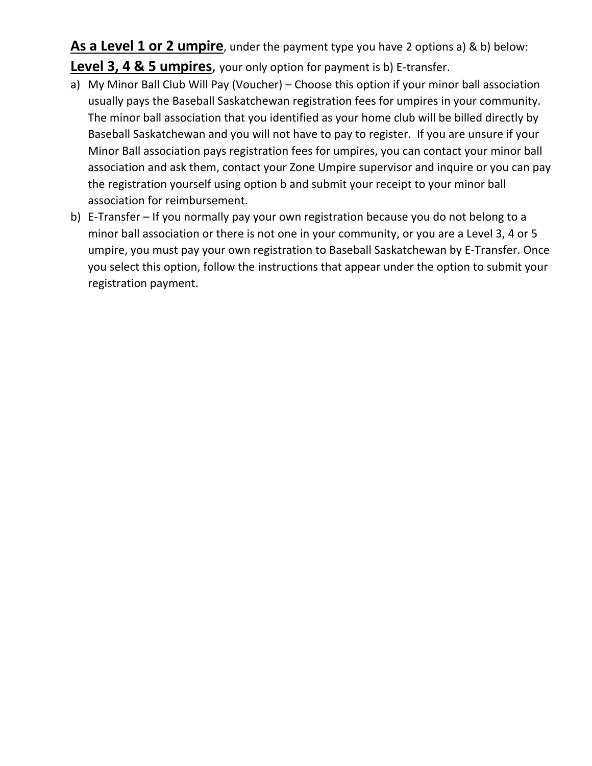**<u>As a Level 1 or 2 umpire</u>**, under the payment type you have 2 options a) & b) below:

**<u>Level 3, 4 & 5 umpires</u>**, your only option for payment is b) E-transfer.

a) My Minor Ball Club Will Pay (Voucher) – Choose this option if your minor ball association usually pays the Baseball Saskatchewan registration fees for umpires in your community. The minor ball association that you identified as your home club will be billed directly by Baseball Saskatchewan and you will not have to pay to register. If you are unsure if your Minor Ball association pays registration fees for umpires, you can contact your minor ball association and ask them, contact your Zone Umpire supervisor and inquire or you can pay the registration yourself using option b and submit your receipt to your minor ball association for reimbursement.

b) E-Transfer – If you normally pay your own registration because you do not belong to a minor ball association or there is not one in your community, or you are a Level 3, 4 or 5 umpire, you must pay your own registration to Baseball Saskatchewan by E-Transfer. Once you select this option, follow the instructions that appear under the option to submit your registration payment.